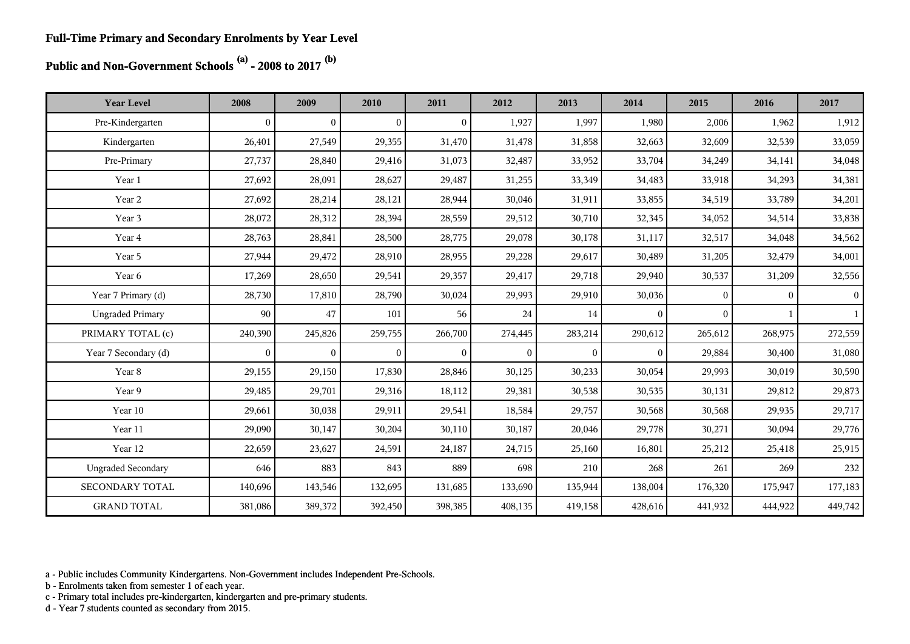# Full-Time Primary and Secondary Enrolments by Year Level

## Public and Non-Government Schools [(a)] - 2008 to 2017 [(b)]

| Year Level | 2008 | 2009 | 2010 | 2011 | 2012 | 2013 | 2014 | 2015 | 2016 | 2017 |
|---|---|---|---|---|---|---|---|---|---|---|
| Pre-Kindergarten | 0 | 0 | 0 | 0 | 1,927 | 1,997 | 1,980 | 2,006 | 1,962 | 1,912 |
| Kindergarten | 26,401 | 27,549 | 29,355 | 31,470 | 31,478 | 31,858 | 32,663 | 32,609 | 32,539 | 33,059 |
| Pre-Primary | 27,737 | 28,840 | 29,416 | 31,073 | 32,487 | 33,952 | 33,704 | 34,249 | 34,141 | 34,048 |
| Year 1 | 27,692 | 28,091 | 28,627 | 29,487 | 31,255 | 33,349 | 34,483 | 33,918 | 34,293 | 34,381 |
| Year 2 | 27,692 | 28,214 | 28,121 | 28,944 | 30,046 | 31,911 | 33,855 | 34,519 | 33,789 | 34,201 |
| Year 3 | 28,072 | 28,312 | 28,394 | 28,559 | 29,512 | 30,710 | 32,345 | 34,052 | 34,514 | 33,838 |
| Year 4 | 28,763 | 28,841 | 28,500 | 28,775 | 29,078 | 30,178 | 31,117 | 32,517 | 34,048 | 34,562 |
| Year 5 | 27,944 | 29,472 | 28,910 | 28,955 | 29,228 | 29,617 | 30,489 | 31,205 | 32,479 | 34,001 |
| Year 6 | 17,269 | 28,650 | 29,541 | 29,357 | 29,417 | 29,718 | 29,940 | 30,537 | 31,209 | 32,556 |
| Year 7 Primary (d) | 28,730 | 17,810 | 28,790 | 30,024 | 29,993 | 29,910 | 30,036 | 0 | 0 | 0 |
| Ungraded Primary | 90 | 47 | 101 | 56 | 24 | 14 | 0 | 0 | 1 | 1 |
| PRIMARY TOTAL (c) | 240,390 | 245,826 | 259,755 | 266,700 | 274,445 | 283,214 | 290,612 | 265,612 | 268,975 | 272,559 |
| Year 7 Secondary (d) | 0 | 0 | 0 | 0 | 0 | 0 | 0 | 29,884 | 30,400 | 31,080 |
| Year 8 | 29,155 | 29,150 | 17,830 | 28,846 | 30,125 | 30,233 | 30,054 | 29,993 | 30,019 | 30,590 |
| Year 9 | 29,485 | 29,701 | 29,316 | 18,112 | 29,381 | 30,538 | 30,535 | 30,131 | 29,812 | 29,873 |
| Year 10 | 29,661 | 30,038 | 29,911 | 29,541 | 18,584 | 29,757 | 30,568 | 30,568 | 29,935 | 29,717 |
| Year 11 | 29,090 | 30,147 | 30,204 | 30,110 | 30,187 | 20,046 | 29,778 | 30,271 | 30,094 | 29,776 |
| Year 12 | 22,659 | 23,627 | 24,591 | 24,187 | 24,715 | 25,160 | 16,801 | 25,212 | 25,418 | 25,915 |
| Ungraded Secondary | 646 | 883 | 843 | 889 | 698 | 210 | 268 | 261 | 269 | 232 |
| SECONDARY TOTAL | 140,696 | 143,546 | 132,695 | 131,685 | 133,690 | 135,944 | 138,004 | 176,320 | 175,947 | 177,183 |
| GRAND TOTAL | 381,086 | 389,372 | 392,450 | 398,385 | 408,135 | 419,158 | 428,616 | 441,932 | 444,922 | 449,742 |

a - Public includes Community Kindergartens. Non-Government includes Independent Pre-Schools.
b - Enrolments taken from semester 1 of each year.
c - Primary total includes pre-kindergarten, kindergarten and pre-primary students.
d - Year 7 students counted as secondary from 2015.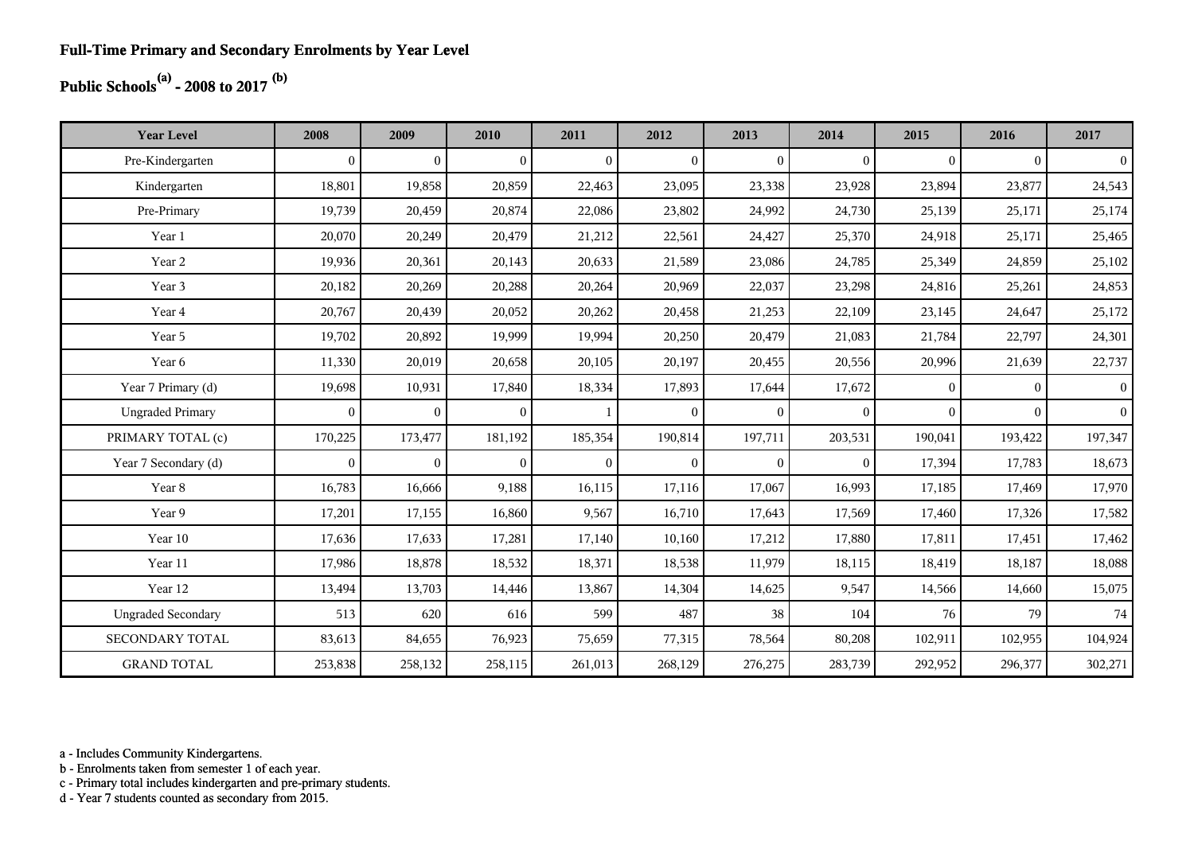**Full-Time Primary and Secondary Enrolments by Year Level**

**Public Schools[a] - 2008 to 2017 [b]**

| Year Level | 2008 | 2009 | 2010 | 2011 | 2012 | 2013 | 2014 | 2015 | 2016 | 2017 |
|---|---|---|---|---|---|---|---|---|---|---|
| Pre-Kindergarten | 0 | 0 | 0 | 0 | 0 | 0 | 0 | 0 | 0 | 0 |
| Kindergarten | 18,801 | 19,858 | 20,859 | 22,463 | 23,095 | 23,338 | 23,928 | 23,894 | 23,877 | 24,543 |
| Pre-Primary | 19,739 | 20,459 | 20,874 | 22,086 | 23,802 | 24,992 | 24,730 | 25,139 | 25,171 | 25,174 |
| Year 1 | 20,070 | 20,249 | 20,479 | 21,212 | 22,561 | 24,427 | 25,370 | 24,918 | 25,171 | 25,465 |
| Year 2 | 19,936 | 20,361 | 20,143 | 20,633 | 21,589 | 23,086 | 24,785 | 25,349 | 24,859 | 25,102 |
| Year 3 | 20,182 | 20,269 | 20,288 | 20,264 | 20,969 | 22,037 | 23,298 | 24,816 | 25,261 | 24,853 |
| Year 4 | 20,767 | 20,439 | 20,052 | 20,262 | 20,458 | 21,253 | 22,109 | 23,145 | 24,647 | 25,172 |
| Year 5 | 19,702 | 20,892 | 19,999 | 19,994 | 20,250 | 20,479 | 21,083 | 21,784 | 22,797 | 24,301 |
| Year 6 | 11,330 | 20,019 | 20,658 | 20,105 | 20,197 | 20,455 | 20,556 | 20,996 | 21,639 | 22,737 |
| Year 7 Primary (d) | 19,698 | 10,931 | 17,840 | 18,334 | 17,893 | 17,644 | 17,672 | 0 | 0 | 0 |
| Ungraded Primary | 0 | 0 | 0 | 1 | 0 | 0 | 0 | 0 | 0 | 0 |
| PRIMARY TOTAL (c) | 170,225 | 173,477 | 181,192 | 185,354 | 190,814 | 197,711 | 203,531 | 190,041 | 193,422 | 197,347 |
| Year 7 Secondary (d) | 0 | 0 | 0 | 0 | 0 | 0 | 0 | 17,394 | 17,783 | 18,673 |
| Year 8 | 16,783 | 16,666 | 9,188 | 16,115 | 17,116 | 17,067 | 16,993 | 17,185 | 17,469 | 17,970 |
| Year 9 | 17,201 | 17,155 | 16,860 | 9,567 | 16,710 | 17,643 | 17,569 | 17,460 | 17,326 | 17,582 |
| Year 10 | 17,636 | 17,633 | 17,281 | 17,140 | 10,160 | 17,212 | 17,880 | 17,811 | 17,451 | 17,462 |
| Year 11 | 17,986 | 18,878 | 18,532 | 18,371 | 18,538 | 11,979 | 18,115 | 18,419 | 18,187 | 18,088 |
| Year 12 | 13,494 | 13,703 | 14,446 | 13,867 | 14,304 | 14,625 | 9,547 | 14,566 | 14,660 | 15,075 |
| Ungraded Secondary | 513 | 620 | 616 | 599 | 487 | 38 | 104 | 76 | 79 | 74 |
| SECONDARY TOTAL | 83,613 | 84,655 | 76,923 | 75,659 | 77,315 | 78,564 | 80,208 | 102,911 | 102,955 | 104,924 |
| GRAND TOTAL | 253,838 | 258,132 | 258,115 | 261,013 | 268,129 | 276,275 | 283,739 | 292,952 | 296,377 | 302,271 |

a - Includes Community Kindergartens.
b - Enrolments taken from semester 1 of each year.
c - Primary total includes kindergarten and pre-primary students.
d - Year 7 students counted as secondary from 2015.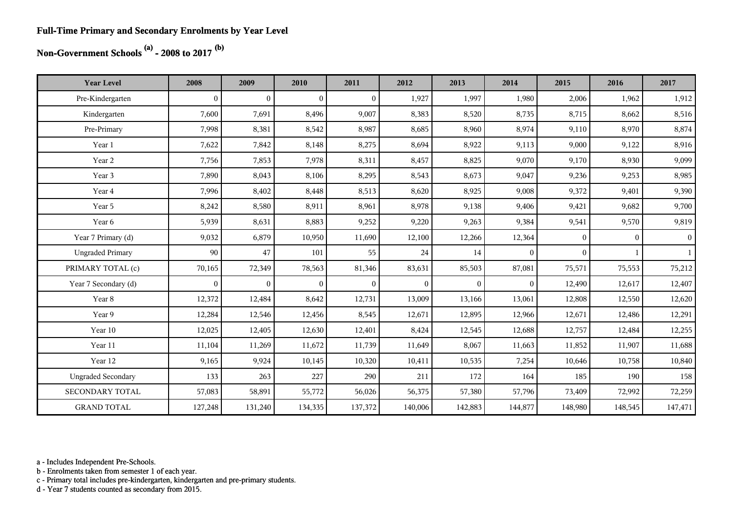# Full-Time Primary and Secondary Enrolments by Year Level

## Non-Government Schools [(a)] - 2008 to 2017 [(b)]

| Year Level | 2008 | 2009 | 2010 | 2011 | 2012 | 2013 | 2014 | 2015 | 2016 | 2017 |
|---|---|---|---|---|---|---|---|---|---|---|
| Pre-Kindergarten | 0 | 0 | 0 | 0 | 1,927 | 1,997 | 1,980 | 2,006 | 1,962 | 1,912 |
| Kindergarten | 7,600 | 7,691 | 8,496 | 9,007 | 8,383 | 8,520 | 8,735 | 8,715 | 8,662 | 8,516 |
| Pre-Primary | 7,998 | 8,381 | 8,542 | 8,987 | 8,685 | 8,960 | 8,974 | 9,110 | 8,970 | 8,874 |
| Year 1 | 7,622 | 7,842 | 8,148 | 8,275 | 8,694 | 8,922 | 9,113 | 9,000 | 9,122 | 8,916 |
| Year 2 | 7,756 | 7,853 | 7,978 | 8,311 | 8,457 | 8,825 | 9,070 | 9,170 | 8,930 | 9,099 |
| Year 3 | 7,890 | 8,043 | 8,106 | 8,295 | 8,543 | 8,673 | 9,047 | 9,236 | 9,253 | 8,985 |
| Year 4 | 7,996 | 8,402 | 8,448 | 8,513 | 8,620 | 8,925 | 9,008 | 9,372 | 9,401 | 9,390 |
| Year 5 | 8,242 | 8,580 | 8,911 | 8,961 | 8,978 | 9,138 | 9,406 | 9,421 | 9,682 | 9,700 |
| Year 6 | 5,939 | 8,631 | 8,883 | 9,252 | 9,220 | 9,263 | 9,384 | 9,541 | 9,570 | 9,819 |
| Year 7 Primary (d) | 9,032 | 6,879 | 10,950 | 11,690 | 12,100 | 12,266 | 12,364 | 0 | 0 | 0 |
| Ungraded Primary | 90 | 47 | 101 | 55 | 24 | 14 | 0 | 0 | 1 | 1 |
| PRIMARY TOTAL (c) | 70,165 | 72,349 | 78,563 | 81,346 | 83,631 | 85,503 | 87,081 | 75,571 | 75,553 | 75,212 |
| Year 7 Secondary (d) | 0 | 0 | 0 | 0 | 0 | 0 | 0 | 12,490 | 12,617 | 12,407 |
| Year 8 | 12,372 | 12,484 | 8,642 | 12,731 | 13,009 | 13,166 | 13,061 | 12,808 | 12,550 | 12,620 |
| Year 9 | 12,284 | 12,546 | 12,456 | 8,545 | 12,671 | 12,895 | 12,966 | 12,671 | 12,486 | 12,291 |
| Year 10 | 12,025 | 12,405 | 12,630 | 12,401 | 8,424 | 12,545 | 12,688 | 12,757 | 12,484 | 12,255 |
| Year 11 | 11,104 | 11,269 | 11,672 | 11,739 | 11,649 | 8,067 | 11,663 | 11,852 | 11,907 | 11,688 |
| Year 12 | 9,165 | 9,924 | 10,145 | 10,320 | 10,411 | 10,535 | 7,254 | 10,646 | 10,758 | 10,840 |
| Ungraded Secondary | 133 | 263 | 227 | 290 | 211 | 172 | 164 | 185 | 190 | 158 |
| SECONDARY TOTAL | 57,083 | 58,891 | 55,772 | 56,026 | 56,375 | 57,380 | 57,796 | 73,409 | 72,992 | 72,259 |
| GRAND TOTAL | 127,248 | 131,240 | 134,335 | 137,372 | 140,006 | 142,883 | 144,877 | 148,980 | 148,545 | 147,471 |

a - Includes Independent Pre-Schools.
b - Enrolments taken from semester 1 of each year.
c - Primary total includes pre-kindergarten, kindergarten and pre-primary students.
d - Year 7 students counted as secondary from 2015.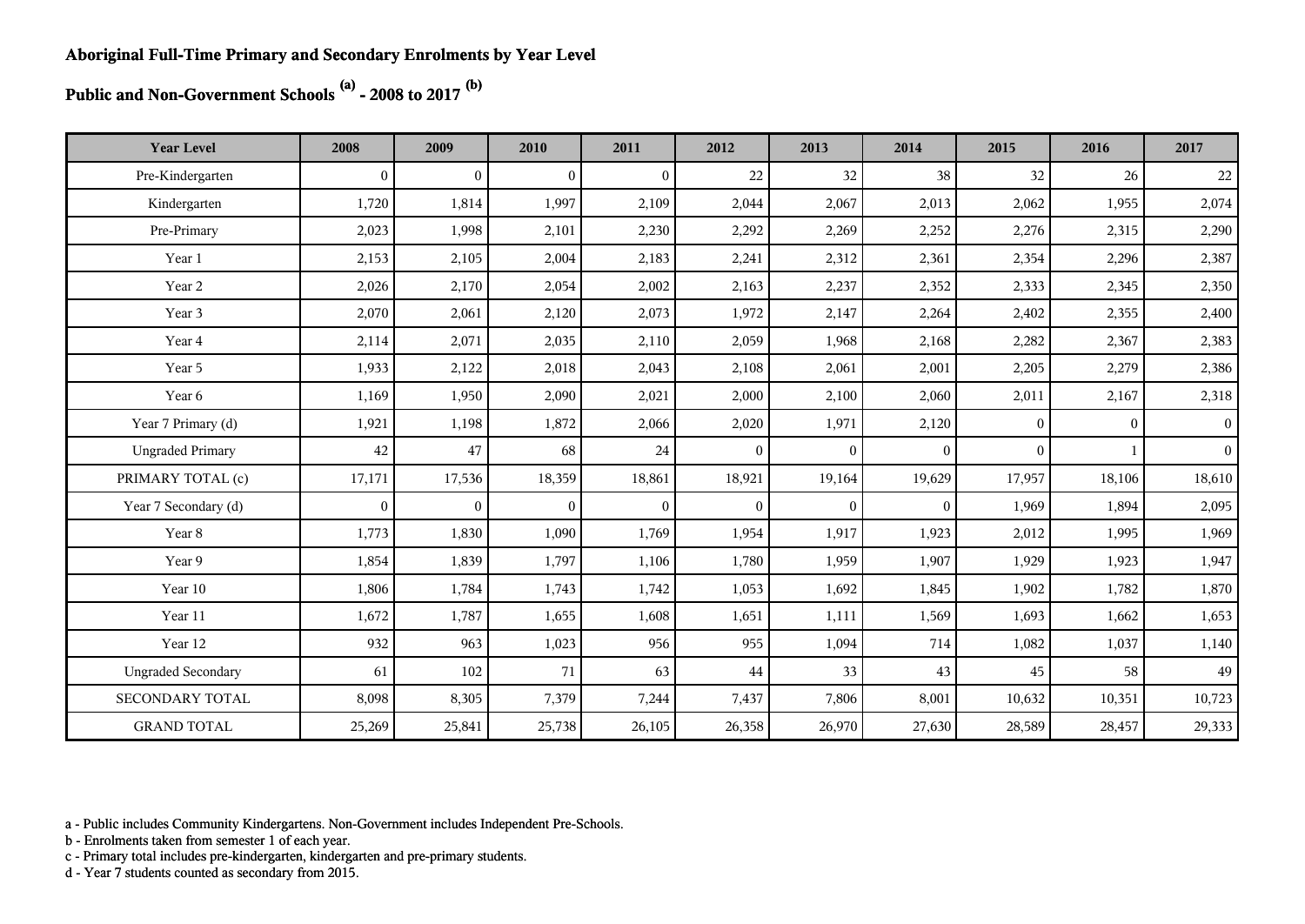**Aboriginal Full-Time Primary and Secondary Enrolments by Year Level**

**Public and Non-Government Schools [(a)] - 2008 to 2017 [(b)]**

| Year Level | 2008 | 2009 | 2010 | 2011 | 2012 | 2013 | 2014 | 2015 | 2016 | 2017 |
|---|---|---|---|---|---|---|---|---|---|---|
| Pre-Kindergarten | 0 | 0 | 0 | 0 | 22 | 32 | 38 | 32 | 26 | 22 |
| Kindergarten | 1,720 | 1,814 | 1,997 | 2,109 | 2,044 | 2,067 | 2,013 | 2,062 | 1,955 | 2,074 |
| Pre-Primary | 2,023 | 1,998 | 2,101 | 2,230 | 2,292 | 2,269 | 2,252 | 2,276 | 2,315 | 2,290 |
| Year 1 | 2,153 | 2,105 | 2,004 | 2,183 | 2,241 | 2,312 | 2,361 | 2,354 | 2,296 | 2,387 |
| Year 2 | 2,026 | 2,170 | 2,054 | 2,002 | 2,163 | 2,237 | 2,352 | 2,333 | 2,345 | 2,350 |
| Year 3 | 2,070 | 2,061 | 2,120 | 2,073 | 1,972 | 2,147 | 2,264 | 2,402 | 2,355 | 2,400 |
| Year 4 | 2,114 | 2,071 | 2,035 | 2,110 | 2,059 | 1,968 | 2,168 | 2,282 | 2,367 | 2,383 |
| Year 5 | 1,933 | 2,122 | 2,018 | 2,043 | 2,108 | 2,061 | 2,001 | 2,205 | 2,279 | 2,386 |
| Year 6 | 1,169 | 1,950 | 2,090 | 2,021 | 2,000 | 2,100 | 2,060 | 2,011 | 2,167 | 2,318 |
| Year 7 Primary (d) | 1,921 | 1,198 | 1,872 | 2,066 | 2,020 | 1,971 | 2,120 | 0 | 0 | 0 |
| Ungraded Primary | 42 | 47 | 68 | 24 | 0 | 0 | 0 | 0 | 1 | 0 |
| PRIMARY TOTAL (c) | 17,171 | 17,536 | 18,359 | 18,861 | 18,921 | 19,164 | 19,629 | 17,957 | 18,106 | 18,610 |
| Year 7 Secondary (d) | 0 | 0 | 0 | 0 | 0 | 0 | 0 | 1,969 | 1,894 | 2,095 |
| Year 8 | 1,773 | 1,830 | 1,090 | 1,769 | 1,954 | 1,917 | 1,923 | 2,012 | 1,995 | 1,969 |
| Year 9 | 1,854 | 1,839 | 1,797 | 1,106 | 1,780 | 1,959 | 1,907 | 1,929 | 1,923 | 1,947 |
| Year 10 | 1,806 | 1,784 | 1,743 | 1,742 | 1,053 | 1,692 | 1,845 | 1,902 | 1,782 | 1,870 |
| Year 11 | 1,672 | 1,787 | 1,655 | 1,608 | 1,651 | 1,111 | 1,569 | 1,693 | 1,662 | 1,653 |
| Year 12 | 932 | 963 | 1,023 | 956 | 955 | 1,094 | 714 | 1,082 | 1,037 | 1,140 |
| Ungraded Secondary | 61 | 102 | 71 | 63 | 44 | 33 | 43 | 45 | 58 | 49 |
| SECONDARY TOTAL | 8,098 | 8,305 | 7,379 | 7,244 | 7,437 | 7,806 | 8,001 | 10,632 | 10,351 | 10,723 |
| GRAND TOTAL | 25,269 | 25,841 | 25,738 | 26,105 | 26,358 | 26,970 | 27,630 | 28,589 | 28,457 | 29,333 |

a - Public includes Community Kindergartens. Non-Government includes Independent Pre-Schools.
b - Enrolments taken from semester 1 of each year.
c - Primary total includes pre-kindergarten, kindergarten and pre-primary students.
d - Year 7 students counted as secondary from 2015.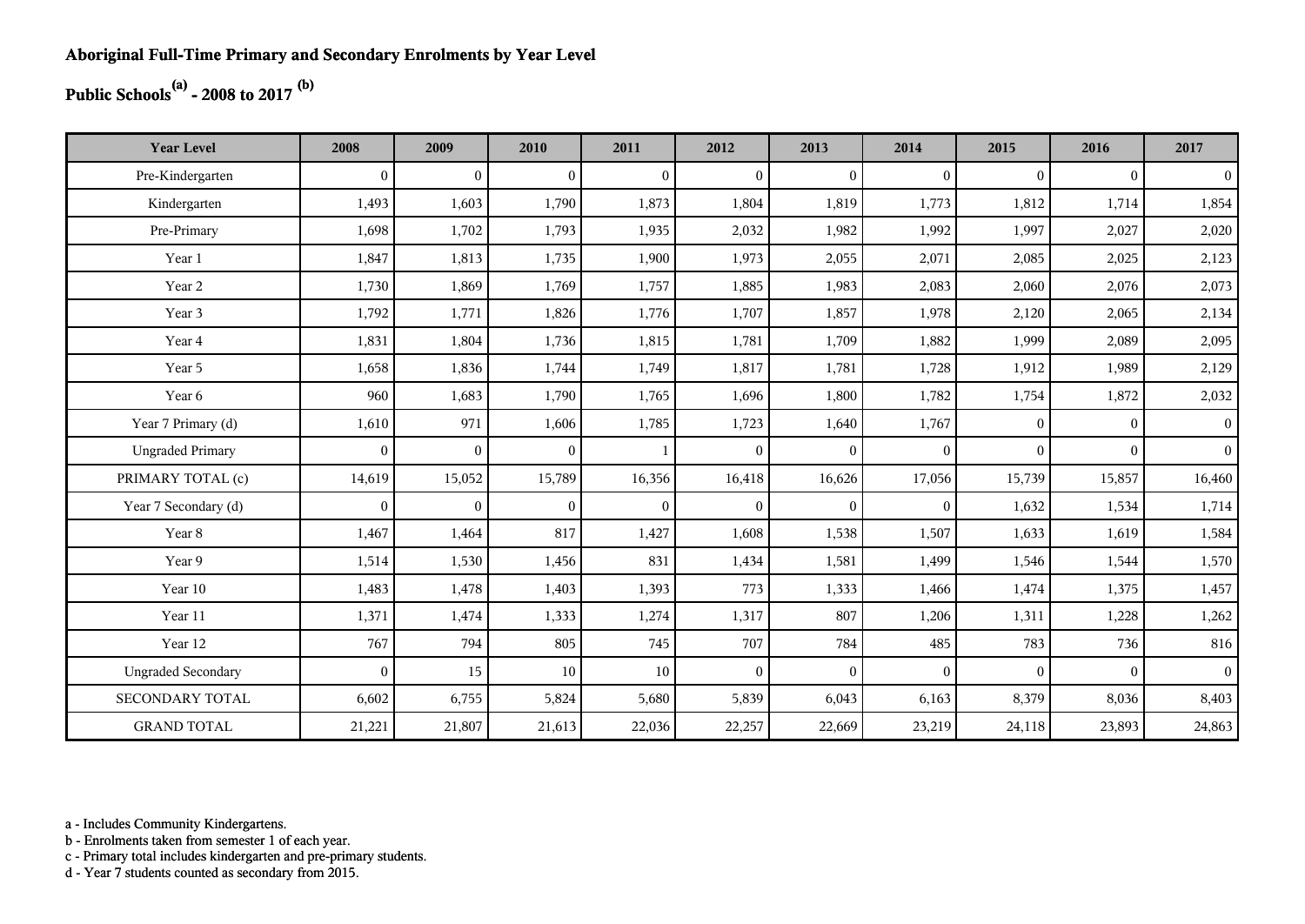**Aboriginal Full-Time Primary and Secondary Enrolments by Year Level**

**Public Schools[(a)] - 2008 to 2017 [(b)]**

| Year Level | 2008 | 2009 | 2010 | 2011 | 2012 | 2013 | 2014 | 2015 | 2016 | 2017 |
|---|---|---|---|---|---|---|---|---|---|---|
| Pre-Kindergarten | 0 | 0 | 0 | 0 | 0 | 0 | 0 | 0 | 0 | 0 |
| Kindergarten | 1,493 | 1,603 | 1,790 | 1,873 | 1,804 | 1,819 | 1,773 | 1,812 | 1,714 | 1,854 |
| Pre-Primary | 1,698 | 1,702 | 1,793 | 1,935 | 2,032 | 1,982 | 1,992 | 1,997 | 2,027 | 2,020 |
| Year 1 | 1,847 | 1,813 | 1,735 | 1,900 | 1,973 | 2,055 | 2,071 | 2,085 | 2,025 | 2,123 |
| Year 2 | 1,730 | 1,869 | 1,769 | 1,757 | 1,885 | 1,983 | 2,083 | 2,060 | 2,076 | 2,073 |
| Year 3 | 1,792 | 1,771 | 1,826 | 1,776 | 1,707 | 1,857 | 1,978 | 2,120 | 2,065 | 2,134 |
| Year 4 | 1,831 | 1,804 | 1,736 | 1,815 | 1,781 | 1,709 | 1,882 | 1,999 | 2,089 | 2,095 |
| Year 5 | 1,658 | 1,836 | 1,744 | 1,749 | 1,817 | 1,781 | 1,728 | 1,912 | 1,989 | 2,129 |
| Year 6 | 960 | 1,683 | 1,790 | 1,765 | 1,696 | 1,800 | 1,782 | 1,754 | 1,872 | 2,032 |
| Year 7 Primary (d) | 1,610 | 971 | 1,606 | 1,785 | 1,723 | 1,640 | 1,767 | 0 | 0 | 0 |
| Ungraded Primary | 0 | 0 | 0 | 1 | 0 | 0 | 0 | 0 | 0 | 0 |
| PRIMARY TOTAL (c) | 14,619 | 15,052 | 15,789 | 16,356 | 16,418 | 16,626 | 17,056 | 15,739 | 15,857 | 16,460 |
| Year 7 Secondary (d) | 0 | 0 | 0 | 0 | 0 | 0 | 0 | 1,632 | 1,534 | 1,714 |
| Year 8 | 1,467 | 1,464 | 817 | 1,427 | 1,608 | 1,538 | 1,507 | 1,633 | 1,619 | 1,584 |
| Year 9 | 1,514 | 1,530 | 1,456 | 831 | 1,434 | 1,581 | 1,499 | 1,546 | 1,544 | 1,570 |
| Year 10 | 1,483 | 1,478 | 1,403 | 1,393 | 773 | 1,333 | 1,466 | 1,474 | 1,375 | 1,457 |
| Year 11 | 1,371 | 1,474 | 1,333 | 1,274 | 1,317 | 807 | 1,206 | 1,311 | 1,228 | 1,262 |
| Year 12 | 767 | 794 | 805 | 745 | 707 | 784 | 485 | 783 | 736 | 816 |
| Ungraded Secondary | 0 | 15 | 10 | 10 | 0 | 0 | 0 | 0 | 0 | 0 |
| SECONDARY TOTAL | 6,602 | 6,755 | 5,824 | 5,680 | 5,839 | 6,043 | 6,163 | 8,379 | 8,036 | 8,403 |
| GRAND TOTAL | 21,221 | 21,807 | 21,613 | 22,036 | 22,257 | 22,669 | 23,219 | 24,118 | 23,893 | 24,863 |

a - Includes Community Kindergartens.
b - Enrolments taken from semester 1 of each year.
c - Primary total includes kindergarten and pre-primary students.
d - Year 7 students counted as secondary from 2015.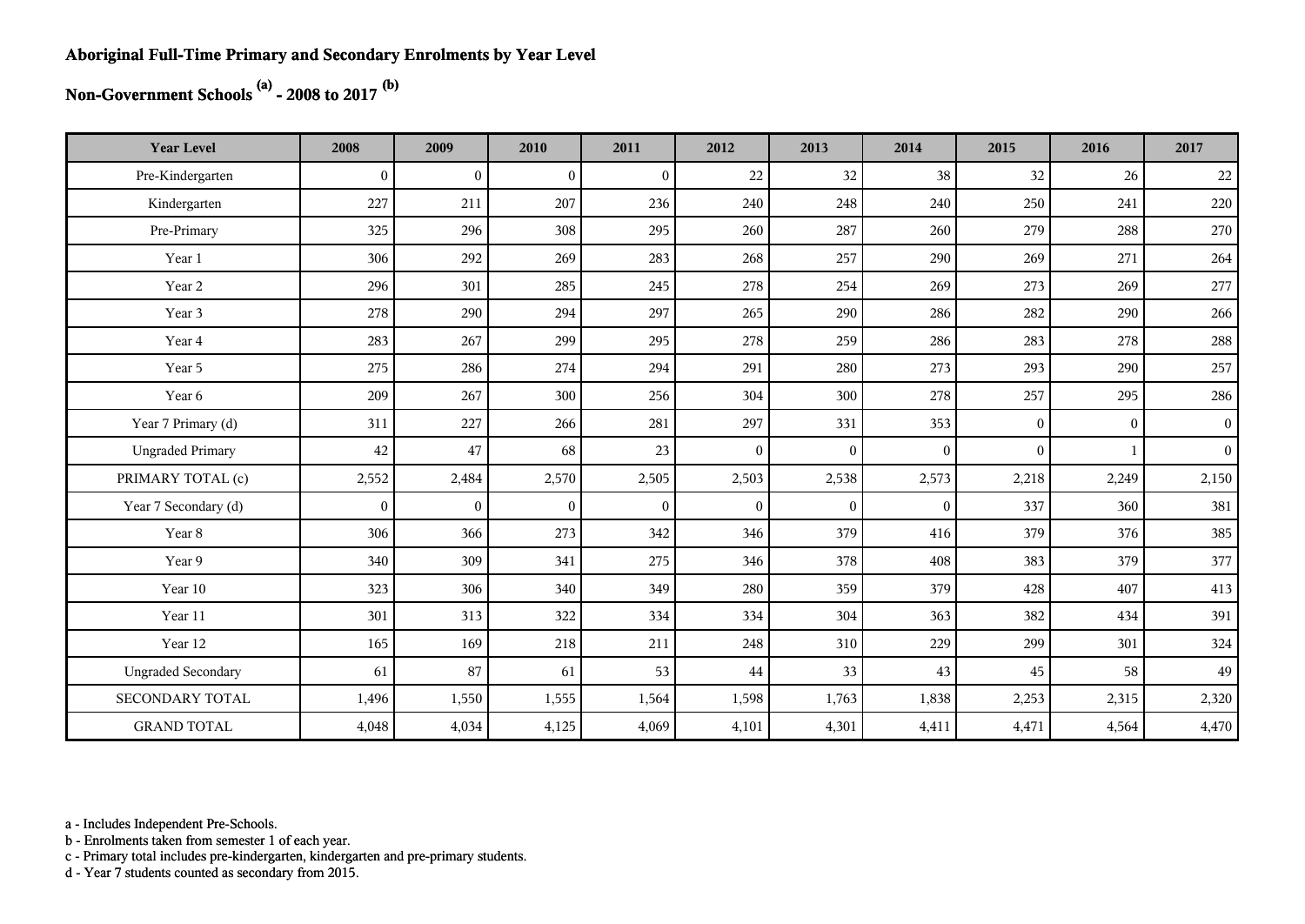**Aboriginal Full-Time Primary and Secondary Enrolments by Year Level**

**Non-Government Schools [(a)] - 2008 to 2017 [(b)]**

| Year Level | 2008 | 2009 | 2010 | 2011 | 2012 | 2013 | 2014 | 2015 | 2016 | 2017 |
|---|---|---|---|---|---|---|---|---|---|---|
| Pre-Kindergarten | 0 | 0 | 0 | 0 | 22 | 32 | 38 | 32 | 26 | 22 |
| Kindergarten | 227 | 211 | 207 | 236 | 240 | 248 | 240 | 250 | 241 | 220 |
| Pre-Primary | 325 | 296 | 308 | 295 | 260 | 287 | 260 | 279 | 288 | 270 |
| Year 1 | 306 | 292 | 269 | 283 | 268 | 257 | 290 | 269 | 271 | 264 |
| Year 2 | 296 | 301 | 285 | 245 | 278 | 254 | 269 | 273 | 269 | 277 |
| Year 3 | 278 | 290 | 294 | 297 | 265 | 290 | 286 | 282 | 290 | 266 |
| Year 4 | 283 | 267 | 299 | 295 | 278 | 259 | 286 | 283 | 278 | 288 |
| Year 5 | 275 | 286 | 274 | 294 | 291 | 280 | 273 | 293 | 290 | 257 |
| Year 6 | 209 | 267 | 300 | 256 | 304 | 300 | 278 | 257 | 295 | 286 |
| Year 7 Primary (d) | 311 | 227 | 266 | 281 | 297 | 331 | 353 | 0 | 0 | 0 |
| Ungraded Primary | 42 | 47 | 68 | 23 | 0 | 0 | 0 | 0 | 1 | 0 |
| PRIMARY TOTAL (c) | 2,552 | 2,484 | 2,570 | 2,505 | 2,503 | 2,538 | 2,573 | 2,218 | 2,249 | 2,150 |
| Year 7 Secondary (d) | 0 | 0 | 0 | 0 | 0 | 0 | 0 | 337 | 360 | 381 |
| Year 8 | 306 | 366 | 273 | 342 | 346 | 379 | 416 | 379 | 376 | 385 |
| Year 9 | 340 | 309 | 341 | 275 | 346 | 378 | 408 | 383 | 379 | 377 |
| Year 10 | 323 | 306 | 340 | 349 | 280 | 359 | 379 | 428 | 407 | 413 |
| Year 11 | 301 | 313 | 322 | 334 | 334 | 304 | 363 | 382 | 434 | 391 |
| Year 12 | 165 | 169 | 218 | 211 | 248 | 310 | 229 | 299 | 301 | 324 |
| Ungraded Secondary | 61 | 87 | 61 | 53 | 44 | 33 | 43 | 45 | 58 | 49 |
| SECONDARY TOTAL | 1,496 | 1,550 | 1,555 | 1,564 | 1,598 | 1,763 | 1,838 | 2,253 | 2,315 | 2,320 |
| GRAND TOTAL | 4,048 | 4,034 | 4,125 | 4,069 | 4,101 | 4,301 | 4,411 | 4,471 | 4,564 | 4,470 |

a - Includes Independent Pre-Schools.
b - Enrolments taken from semester 1 of each year.
c - Primary total includes pre-kindergarten, kindergarten and pre-primary students.
d - Year 7 students counted as secondary from 2015.